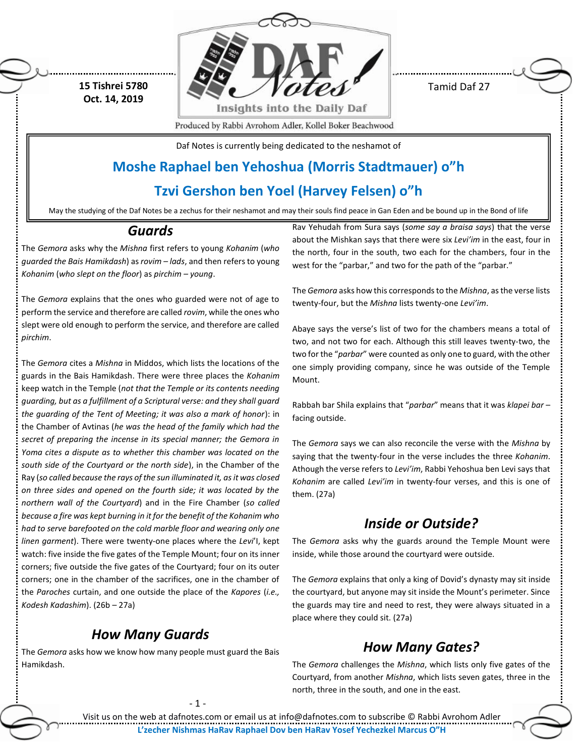**15 Tishrei 5780**
**Oct. 14, 2019**

Tamid Daf 27

Produced by Rabbi Avrohom Adler, Kollel Boker Beachwood

Daf Notes is currently being dedicated to the neshamot of

**Moshe Raphael ben Yehoshua (Morris Stadtmauer) o"h**

**Tzvi Gershon ben Yoel (Harvey Felsen) o"h**

May the studying of the Daf Notes be a zechus for their neshamot and may their souls find peace in Gan Eden and be bound up in the Bond of life

## *Guards*

The *Gemora* asks why the *Mishna* first refers to young *Kohanim* (*who guarded the Bais Hamikdash*) as *rovim – lads*, and then refers to young *Kohanim* (*who slept on the floor*) as *pirchim – young*.

The *Gemora* explains that the ones who guarded were not of age to perform the service and therefore are called *rovim*, while the ones who slept were old enough to perform the service, and therefore are called *pirchim*.

The *Gemora* cites a *Mishna* in Middos, which lists the locations of the guards in the Bais Hamikdash. There were three places the *Kohanim* keep watch in the Temple (*not that the Temple or its contents needing guarding, but as a fulfillment of a Scriptural verse: and they shall guard the guarding of the Tent of Meeting; it was also a mark of honor*): in the Chamber of Avtinas (*he was the head of the family which had the secret of preparing the incense in its special manner; the Gemora in Yoma cites a dispute as to whether this chamber was located on the south side of the Courtyard or the north side*), in the Chamber of the Ray (*so called because the rays of the sun illuminated it, as it was closed on three sides and opened on the fourth side; it was located by the northern wall of the Courtyard*) and in the Fire Chamber (*so called because a fire was kept burning in it for the benefit of the Kohanim who had to serve barefooted on the cold marble floor and wearing only one linen garment*). There were twenty-one places where the *Levi*'I, kept watch: five inside the five gates of the Temple Mount; four on its inner corners; five outside the five gates of the Courtyard; four on its outer corners; one in the chamber of the sacrifices, one in the chamber of the *Paroches* curtain, and one outside the place of the *Kapores* (*i.e., Kodesh Kadashim*). (26b – 27a)

## *How Many Guards*

The *Gemora* asks how we know how many people must guard the Bais Hamikdash.

Rav Yehudah from Sura says (*some say a braisa says*) that the verse about the Mishkan says that there were six *Levi'im* in the east, four in the north, four in the south, two each for the chambers, four in the west for the "parbar," and two for the path of the "parbar."

The *Gemora* asks how this corresponds to the *Mishna*, as the verse lists twenty-four, but the *Mishna* lists twenty-one *Levi'im*.

Abaye says the verse's list of two for the chambers means a total of two, and not two for each. Although this still leaves twenty-two, the two for the "*parbar*" were counted as only one to guard, with the other one simply providing company, since he was outside of the Temple Mount.

Rabbah bar Shila explains that "*parbar*" means that it was *klapei bar* – facing outside.

The *Gemora* says we can also reconcile the verse with the *Mishna* by saying that the twenty-four in the verse includes the three *Kohanim*. Athough the verse refers to *Levi'im*, Rabbi Yehoshua ben Levi says that *Kohanim* are called *Levi'im* in twenty-four verses, and this is one of them. (27a)

## *Inside or Outside?*

The *Gemora* asks why the guards around the Temple Mount were inside, while those around the courtyard were outside.

The *Gemora* explains that only a king of Dovid's dynasty may sit inside the courtyard, but anyone may sit inside the Mount's perimeter. Since the guards may tire and need to rest, they were always situated in a place where they could sit. (27a)

## *How Many Gates?*

The *Gemora* challenges the *Mishna*, which lists only five gates of the Courtyard, from another *Mishna*, which lists seven gates, three in the north, three in the south, and one in the east.

Visit us on the web at dafnotes.com or email us at info@dafnotes.com to subscribe © Rabbi Avrohom Adler

**L'zecher Nishmas HaRav Raphael Dov ben HaRav Yosef Yechezkel Marcus O"H**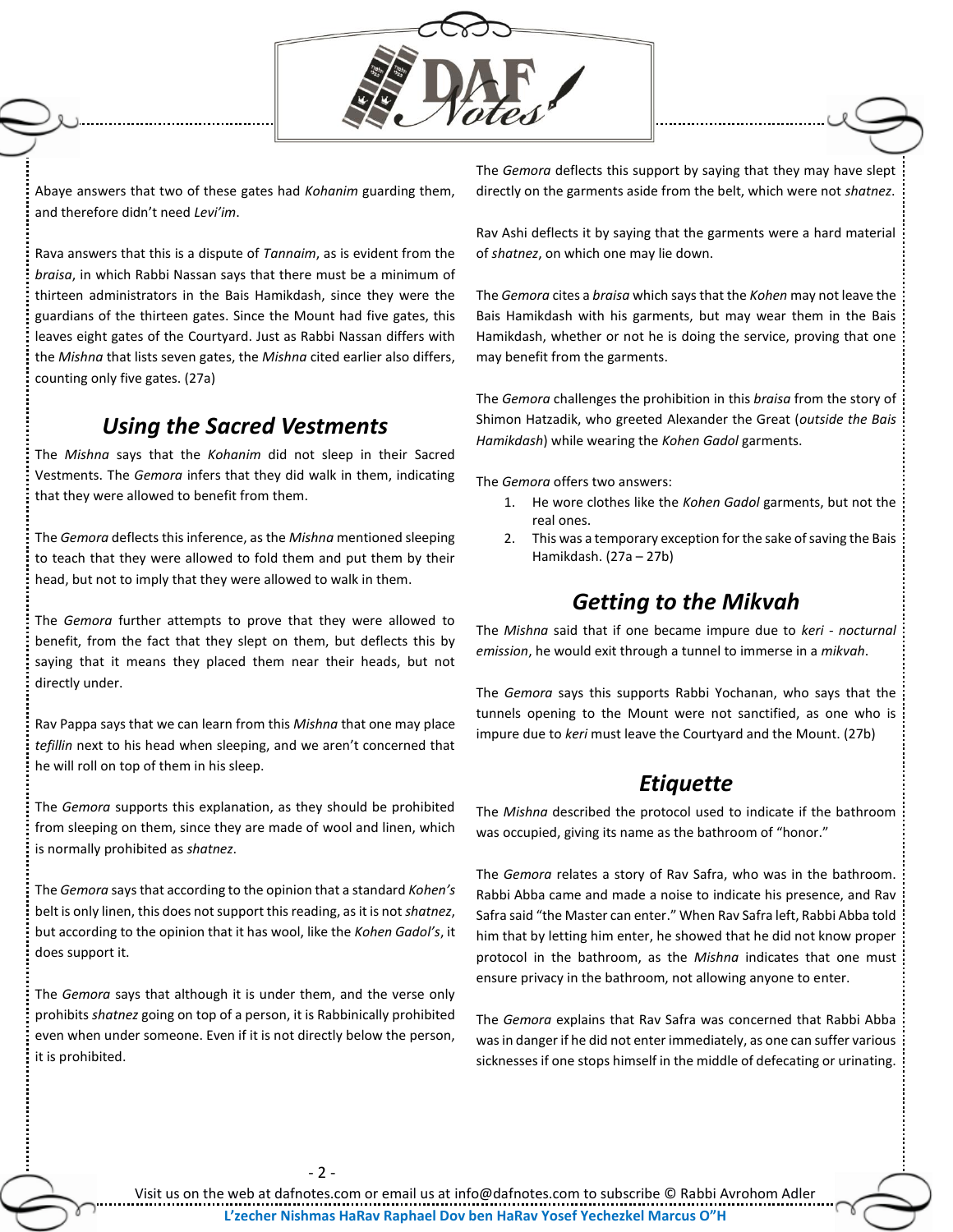Abaye answers that two of these gates had *Kohanim* guarding them, and therefore didn't need *Levi'im*.

Rava answers that this is a dispute of *Tannaim*, as is evident from the *braisa*, in which Rabbi Nassan says that there must be a minimum of thirteen administrators in the Bais Hamikdash, since they were the guardians of the thirteen gates. Since the Mount had five gates, this leaves eight gates of the Courtyard. Just as Rabbi Nassan differs with the *Mishna* that lists seven gates, the *Mishna* cited earlier also differs, counting only five gates. (27a)

## *Using the Sacred Vestments*

The *Mishna* says that the *Kohanim* did not sleep in their Sacred Vestments. The *Gemora* infers that they did walk in them, indicating that they were allowed to benefit from them.

The *Gemora* deflects this inference, as the *Mishna* mentioned sleeping to teach that they were allowed to fold them and put them by their head, but not to imply that they were allowed to walk in them.

The *Gemora* further attempts to prove that they were allowed to benefit, from the fact that they slept on them, but deflects this by saying that it means they placed them near their heads, but not directly under.

Rav Pappa says that we can learn from this *Mishna* that one may place *tefillin* next to his head when sleeping, and we aren't concerned that he will roll on top of them in his sleep.

The *Gemora* supports this explanation, as they should be prohibited from sleeping on them, since they are made of wool and linen, which is normally prohibited as *shatnez*.

The *Gemora* says that according to the opinion that a standard *Kohen's* belt is only linen, this does not support this reading, as it is not *shatnez*, but according to the opinion that it has wool, like the *Kohen Gadol's*, it does support it.

The *Gemora* says that although it is under them, and the verse only prohibits *shatnez* going on top of a person, it is Rabbinically prohibited even when under someone. Even if it is not directly below the person, it is prohibited.

The *Gemora* deflects this support by saying that they may have slept directly on the garments aside from the belt, which were not *shatnez*.

Rav Ashi deflects it by saying that the garments were a hard material of *shatnez*, on which one may lie down.

The *Gemora* cites a *braisa* which says that the *Kohen* may not leave the Bais Hamikdash with his garments, but may wear them in the Bais Hamikdash, whether or not he is doing the service, proving that one may benefit from the garments.

The *Gemora* challenges the prohibition in this *braisa* from the story of Shimon Hatzadik, who greeted Alexander the Great (*outside the Bais Hamikdash*) while wearing the *Kohen Gadol* garments.

The *Gemora* offers two answers:

1. He wore clothes like the *Kohen Gadol* garments, but not the real ones.
2. This was a temporary exception for the sake of saving the Bais Hamikdash. (27a – 27b)

## *Getting to the Mikvah*

The *Mishna* said that if one became impure due to *keri - nocturnal emission*, he would exit through a tunnel to immerse in a *mikvah*.

The *Gemora* says this supports Rabbi Yochanan, who says that the tunnels opening to the Mount were not sanctified, as one who is impure due to *keri* must leave the Courtyard and the Mount. (27b)

## *Etiquette*

The *Mishna* described the protocol used to indicate if the bathroom was occupied, giving its name as the bathroom of "honor."

The *Gemora* relates a story of Rav Safra, who was in the bathroom. Rabbi Abba came and made a noise to indicate his presence, and Rav Safra said "the Master can enter." When Rav Safra left, Rabbi Abba told him that by letting him enter, he showed that he did not know proper protocol in the bathroom, as the *Mishna* indicates that one must ensure privacy in the bathroom, not allowing anyone to enter.

The *Gemora* explains that Rav Safra was concerned that Rabbi Abba was in danger if he did not enter immediately, as one can suffer various sicknesses if one stops himself in the middle of defecating or urinating.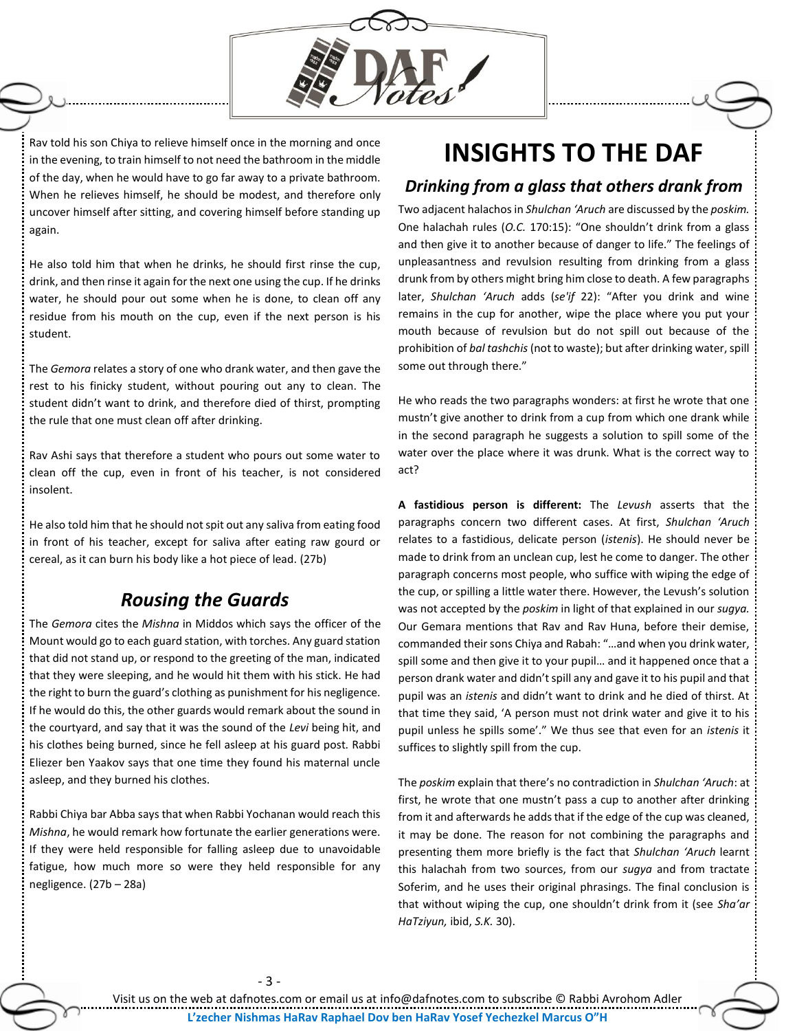Rav told his son Chiya to relieve himself once in the morning and once in the evening, to train himself to not need the bathroom in the middle of the day, when he would have to go far away to a private bathroom. When he relieves himself, he should be modest, and therefore only uncover himself after sitting, and covering himself before standing up again.

He also told him that when he drinks, he should first rinse the cup, drink, and then rinse it again for the next one using the cup. If he drinks water, he should pour out some when he is done, to clean off any residue from his mouth on the cup, even if the next person is his student.

The *Gemora* relates a story of one who drank water, and then gave the rest to his finicky student, without pouring out any to clean. The student didn't want to drink, and therefore died of thirst, prompting the rule that one must clean off after drinking.

Rav Ashi says that therefore a student who pours out some water to clean off the cup, even in front of his teacher, is not considered insolent.

He also told him that he should not spit out any saliva from eating food in front of his teacher, except for saliva after eating raw gourd or cereal, as it can burn his body like a hot piece of lead. (27b)

## *Rousing the Guards*

The *Gemora* cites the *Mishna* in Middos which says the officer of the Mount would go to each guard station, with torches. Any guard station that did not stand up, or respond to the greeting of the man, indicated that they were sleeping, and he would hit them with his stick. He had the right to burn the guard's clothing as punishment for his negligence. If he would do this, the other guards would remark about the sound in the courtyard, and say that it was the sound of the *Levi* being hit, and his clothes being burned, since he fell asleep at his guard post. Rabbi Eliezer ben Yaakov says that one time they found his maternal uncle asleep, and they burned his clothes.

Rabbi Chiya bar Abba says that when Rabbi Yochanan would reach this *Mishna*, he would remark how fortunate the earlier generations were. If they were held responsible for falling asleep due to unavoidable fatigue, how much more so were they held responsible for any negligence. (27b – 28a)

# INSIGHTS TO THE DAF

## *Drinking from a glass that others drank from*

Two adjacent halachos in *Shulchan 'Aruch* are discussed by the *poskim.* One halachah rules (*O.C.* 170:15): "One shouldn't drink from a glass and then give it to another because of danger to life." The feelings of unpleasantness and revulsion resulting from drinking from a glass drunk from by others might bring him close to death. A few paragraphs later, *Shulchan 'Aruch* adds (*se'if* 22): "After you drink and wine remains in the cup for another, wipe the place where you put your mouth because of revulsion but do not spill out because of the prohibition of *bal tashchis* (not to waste); but after drinking water, spill some out through there."

He who reads the two paragraphs wonders: at first he wrote that one mustn't give another to drink from a cup from which one drank while in the second paragraph he suggests a solution to spill some of the water over the place where it was drunk. What is the correct way to act?

**A fastidious person is different:** The *Levush* asserts that the paragraphs concern two different cases. At first, *Shulchan 'Aruch* relates to a fastidious, delicate person (*istenis*). He should never be made to drink from an unclean cup, lest he come to danger. The other paragraph concerns most people, who suffice with wiping the edge of the cup, or spilling a little water there. However, the Levush's solution was not accepted by the *poskim* in light of that explained in our *sugya.* Our Gemara mentions that Rav and Rav Huna, before their demise, commanded their sons Chiya and Rabah: "…and when you drink water, spill some and then give it to your pupil… and it happened once that a person drank water and didn't spill any and gave it to his pupil and that pupil was an *istenis* and didn't want to drink and he died of thirst. At that time they said, 'A person must not drink water and give it to his pupil unless he spills some'." We thus see that even for an *istenis* it suffices to slightly spill from the cup.

The *poskim* explain that there's no contradiction in *Shulchan 'Aruch*: at first, he wrote that one mustn't pass a cup to another after drinking from it and afterwards he adds that if the edge of the cup was cleaned, it may be done. The reason for not combining the paragraphs and presenting them more briefly is the fact that *Shulchan 'Aruch* learnt this halachah from two sources, from our *sugya* and from tractate Soferim, and he uses their original phrasings. The final conclusion is that without wiping the cup, one shouldn't drink from it (see *Sha'ar HaTziyun,* ibid, *S.K.* 30).

Visit us on the web at dafnotes.com or email us at info@dafnotes.com to subscribe © Rabbi Avrohom Adler

**L'zecher Nishmas HaRav Raphael Dov ben HaRav Yosef Yechezkel Marcus O"H**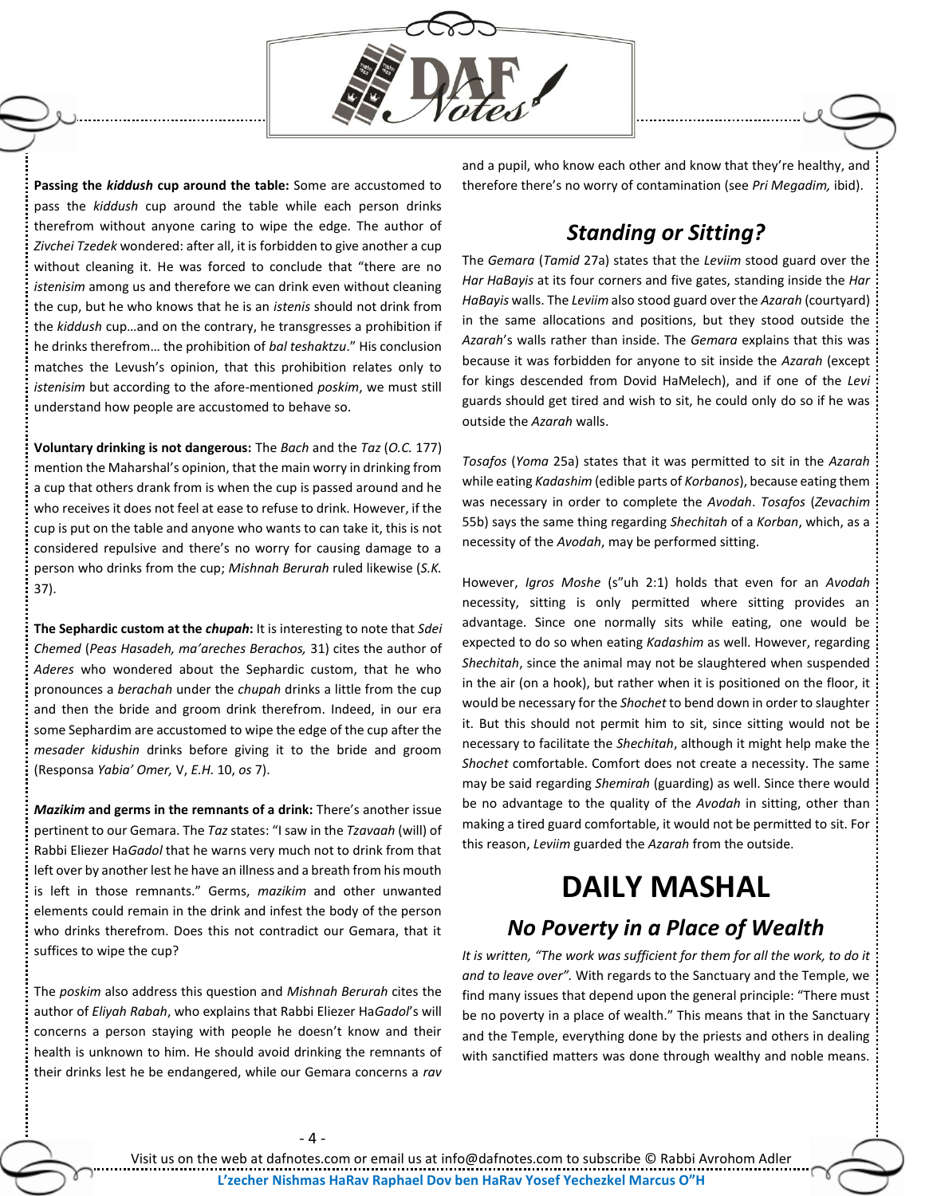**Passing the *kiddush* cup around the table:** Some are accustomed to pass the *kiddush* cup around the table while each person drinks therefrom without anyone caring to wipe the edge. The author of *Zivchei Tzedek* wondered: after all, it is forbidden to give another a cup without cleaning it. He was forced to conclude that "there are no *istenisim* among us and therefore we can drink even without cleaning the cup, but he who knows that he is an *istenis* should not drink from the *kiddush* cup…and on the contrary, he transgresses a prohibition if he drinks therefrom… the prohibition of *bal teshaktzu*." His conclusion matches the Levush's opinion, that this prohibition relates only to *istenisim* but according to the afore-mentioned *poskim*, we must still understand how people are accustomed to behave so.

**Voluntary drinking is not dangerous:** The *Bach* and the *Taz* (*O.C.* 177) mention the Maharshal's opinion, that the main worry in drinking from a cup that others drank from is when the cup is passed around and he who receives it does not feel at ease to refuse to drink. However, if the cup is put on the table and anyone who wants to can take it, this is not considered repulsive and there's no worry for causing damage to a person who drinks from the cup; *Mishnah Berurah* ruled likewise (*S.K.* 37).

**The Sephardic custom at the *chupah*:** It is interesting to note that *Sdei Chemed* (*Peas Hasadeh, ma'areches Berachos,* 31) cites the author of *Aderes* who wondered about the Sephardic custom, that he who pronounces a *berachah* under the *chupah* drinks a little from the cup and then the bride and groom drink therefrom. Indeed, in our era some Sephardim are accustomed to wipe the edge of the cup after the *mesader kidushin* drinks before giving it to the bride and groom (Responsa *Yabia' Omer,* V, *E.H.* 10, *os* 7).

***Mazikim* and germs in the remnants of a drink:** There's another issue pertinent to our Gemara. The *Taz* states: "I saw in the *Tzavaah* (will) of Rabbi Eliezer Ha*Gadol* that he warns very much not to drink from that left over by another lest he have an illness and a breath from his mouth is left in those remnants." Germs, *mazikim* and other unwanted elements could remain in the drink and infest the body of the person who drinks therefrom. Does this not contradict our Gemara, that it suffices to wipe the cup?

The *poskim* also address this question and *Mishnah Berurah* cites the author of *Eliyah Rabah*, who explains that Rabbi Eliezer Ha*Gadol*'s will concerns a person staying with people he doesn't know and their health is unknown to him. He should avoid drinking the remnants of their drinks lest he be endangered, while our Gemara concerns a *rav* and a pupil, who know each other and know that they're healthy, and therefore there's no worry of contamination (see *Pri Megadim,* ibid).

## *Standing or Sitting?*

The *Gemara* (*Tamid* 27a) states that the *Leviim* stood guard over the *Har HaBayis* at its four corners and five gates, standing inside the *Har HaBayis* walls. The *Leviim* also stood guard over the *Azarah* (courtyard) in the same allocations and positions, but they stood outside the *Azarah*'s walls rather than inside. The *Gemara* explains that this was because it was forbidden for anyone to sit inside the *Azarah* (except for kings descended from Dovid HaMelech), and if one of the *Levi* guards should get tired and wish to sit, he could only do so if he was outside the *Azarah* walls.

*Tosafos* (*Yoma* 25a) states that it was permitted to sit in the *Azarah* while eating *Kadashim* (edible parts of *Korbanos*), because eating them was necessary in order to complete the *Avodah*. *Tosafos* (*Zevachim* 55b) says the same thing regarding *Shechitah* of a *Korban*, which, as a necessity of the *Avodah*, may be performed sitting.

However, *Igros Moshe* (s"uh 2:1) holds that even for an *Avodah* necessity, sitting is only permitted where sitting provides an advantage. Since one normally sits while eating, one would be expected to do so when eating *Kadashim* as well. However, regarding *Shechitah*, since the animal may not be slaughtered when suspended in the air (on a hook), but rather when it is positioned on the floor, it would be necessary for the *Shochet* to bend down in order to slaughter it. But this should not permit him to sit, since sitting would not be necessary to facilitate the *Shechitah*, although it might help make the *Shochet* comfortable. Comfort does not create a necessity. The same may be said regarding *Shemirah* (guarding) as well. Since there would be no advantage to the quality of the *Avodah* in sitting, other than making a tired guard comfortable, it would not be permitted to sit. For this reason, *Leviim* guarded the *Azarah* from the outside.

# DAILY MASHAL

## *No Poverty in a Place of Wealth*

*It is written, "The work was sufficient for them for all the work, to do it and to leave over".* With regards to the Sanctuary and the Temple, we find many issues that depend upon the general principle: "There must be no poverty in a place of wealth." This means that in the Sanctuary and the Temple, everything done by the priests and others in dealing with sanctified matters was done through wealthy and noble means.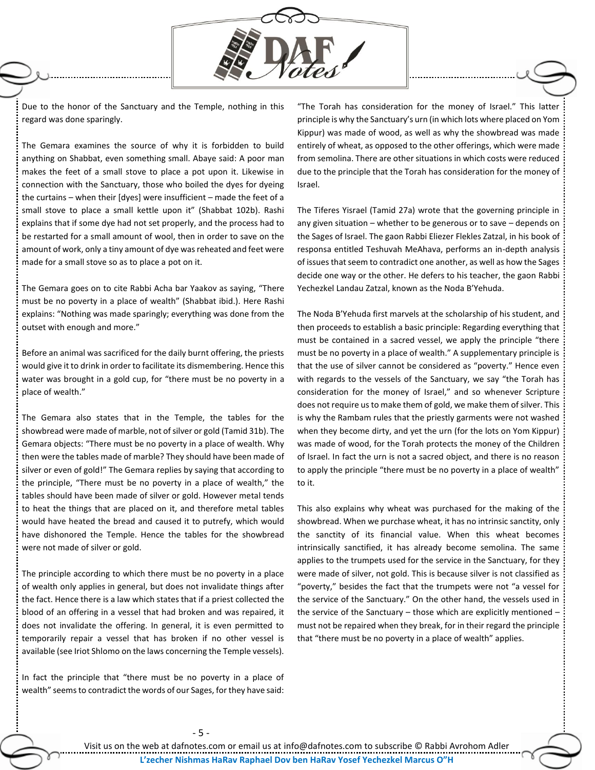Due to the honor of the Sanctuary and the Temple, nothing in this regard was done sparingly.

The Gemara examines the source of why it is forbidden to build anything on Shabbat, even something small. Abaye said: A poor man makes the feet of a small stove to place a pot upon it. Likewise in connection with the Sanctuary, those who boiled the dyes for dyeing the curtains – when their [dyes] were insufficient – made the feet of a small stove to place a small kettle upon it" (Shabbat 102b). Rashi explains that if some dye had not set properly, and the process had to be restarted for a small amount of wool, then in order to save on the amount of work, only a tiny amount of dye was reheated and feet were made for a small stove so as to place a pot on it.

The Gemara goes on to cite Rabbi Acha bar Yaakov as saying, "There must be no poverty in a place of wealth" (Shabbat ibid.). Here Rashi explains: "Nothing was made sparingly; everything was done from the outset with enough and more."

Before an animal was sacrificed for the daily burnt offering, the priests would give it to drink in order to facilitate its dismembering. Hence this water was brought in a gold cup, for "there must be no poverty in a place of wealth."

The Gemara also states that in the Temple, the tables for the showbread were made of marble, not of silver or gold (Tamid 31b). The Gemara objects: "There must be no poverty in a place of wealth. Why then were the tables made of marble? They should have been made of silver or even of gold!" The Gemara replies by saying that according to the principle, "There must be no poverty in a place of wealth," the tables should have been made of silver or gold. However metal tends to heat the things that are placed on it, and therefore metal tables would have heated the bread and caused it to putrefy, which would have dishonored the Temple. Hence the tables for the showbread were not made of silver or gold.

The principle according to which there must be no poverty in a place of wealth only applies in general, but does not invalidate things after the fact. Hence there is a law which states that if a priest collected the blood of an offering in a vessel that had broken and was repaired, it does not invalidate the offering. In general, it is even permitted to temporarily repair a vessel that has broken if no other vessel is available (see Iriot Shlomo on the laws concerning the Temple vessels).

In fact the principle that "there must be no poverty in a place of wealth" seems to contradict the words of our Sages, for they have said: "The Torah has consideration for the money of Israel." This latter principle is why the Sanctuary's urn (in which lots where placed on Yom Kippur) was made of wood, as well as why the showbread was made entirely of wheat, as opposed to the other offerings, which were made from semolina. There are other situations in which costs were reduced due to the principle that the Torah has consideration for the money of Israel.

The Tiferes Yisrael (Tamid 27a) wrote that the governing principle in any given situation – whether to be generous or to save – depends on the Sages of Israel. The gaon Rabbi Eliezer Flekles Zatzal, in his book of responsa entitled Teshuvah MeAhava, performs an in-depth analysis of issues that seem to contradict one another, as well as how the Sages decide one way or the other. He defers to his teacher, the gaon Rabbi Yechezkel Landau Zatzal, known as the Noda B'Yehuda.

The Noda B'Yehuda first marvels at the scholarship of his student, and then proceeds to establish a basic principle: Regarding everything that must be contained in a sacred vessel, we apply the principle "there must be no poverty in a place of wealth." A supplementary principle is that the use of silver cannot be considered as "poverty." Hence even with regards to the vessels of the Sanctuary, we say "the Torah has consideration for the money of Israel," and so whenever Scripture does not require us to make them of gold, we make them of silver. This is why the Rambam rules that the priestly garments were not washed when they become dirty, and yet the urn (for the lots on Yom Kippur) was made of wood, for the Torah protects the money of the Children of Israel. In fact the urn is not a sacred object, and there is no reason to apply the principle "there must be no poverty in a place of wealth" to it.

This also explains why wheat was purchased for the making of the showbread. When we purchase wheat, it has no intrinsic sanctity, only the sanctity of its financial value. When this wheat becomes intrinsically sanctified, it has already become semolina. The same applies to the trumpets used for the service in the Sanctuary, for they were made of silver, not gold. This is because silver is not classified as "poverty," besides the fact that the trumpets were not "a vessel for the service of the Sanctuary." On the other hand, the vessels used in the service of the Sanctuary – those which are explicitly mentioned – must not be repaired when they break, for in their regard the principle that "there must be no poverty in a place of wealth" applies.

Visit us on the web at dafnotes.com or email us at info@dafnotes.com to subscribe © Rabbi Avrohom Adler

**L'zecher Nishmas HaRav Raphael Dov ben HaRav Yosef Yechezkel Marcus O"H**